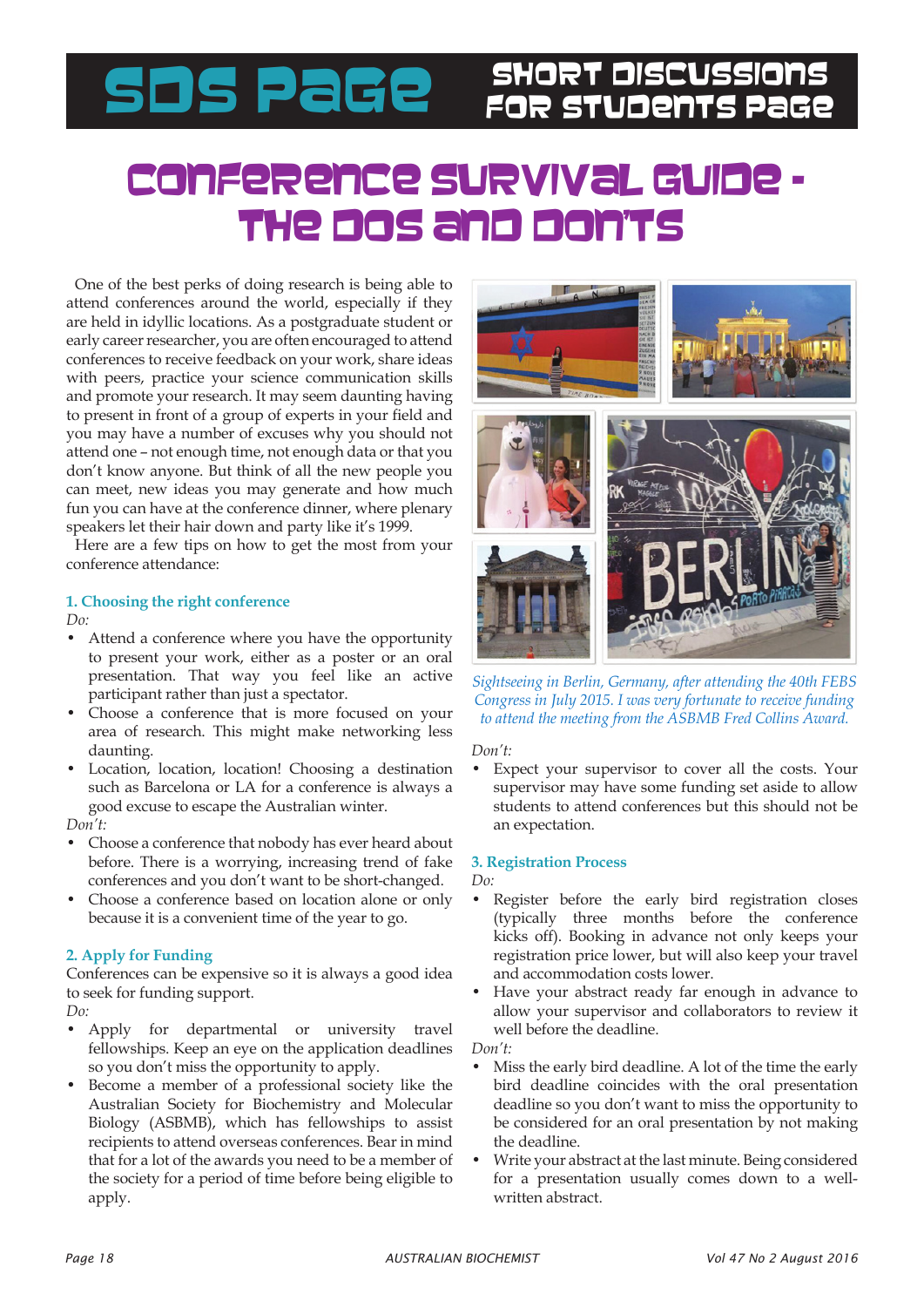# SDS Page — Short Discussions for Students Page

# Conference Survival Guide - The Dos and Don'ts

One of the best perks of doing research is being able to attend conferences around the world, especially if they are held in idyllic locations. As a postgraduate student or early career researcher, you are often encouraged to attend conferences to receive feedback on your work, share ideas with peers, practice your science communication skills and promote your research. It may seem daunting having to present in front of a group of experts in your field and you may have a number of excuses why you should not attend one – not enough time, not enough data or that you don't know anyone. But think of all the new people you can meet, new ideas you may generate and how much fun you can have at the conference dinner, where plenary speakers let their hair down and party like it's 1999.

Here are a few tips on how to get the most from your conference attendance:

### 1. Choosing the right conference

*Do:*

- Attend a conference where you have the opportunity to present your work, either as a poster or an oral presentation. That way you feel like an active participant rather than just a spectator.
- Choose a conference that is more focused on your area of research. This might make networking less daunting.
- Location, location, location! Choosing a destination such as Barcelona or LA for a conference is always a good excuse to escape the Australian winter.

*Don't:*

- Choose a conference that nobody has ever heard about before. There is a worrying, increasing trend of fake conferences and you don't want to be short-changed.
- Choose a conference based on location alone or only because it is a convenient time of the year to go.

### 2. Apply for Funding

Conferences can be expensive so it is always a good idea to seek for funding support.

*Do:*

- Apply for departmental or university travel fellowships. Keep an eye on the application deadlines so you don't miss the opportunity to apply.
- Become a member of a professional society like the Australian Society for Biochemistry and Molecular Biology (ASBMB), which has fellowships to assist recipients to attend overseas conferences. Bear in mind that for a lot of the awards you need to be a member of the society for a period of time before being eligible to apply.

*Sightseeing in Berlin, Germany, after attending the 40th FEBS Congress in July 2015. I was very fortunate to receive funding to attend the meeting from the ASBMB Fred Collins Award.*

*Don't:*

- Expect your supervisor to cover all the costs. Your supervisor may have some funding set aside to allow students to attend conferences but this should not be an expectation.

### 3. Registration Process

*Do:*

- Register before the early bird registration closes (typically three months before the conference kicks off). Booking in advance not only keeps your registration price lower, but will also keep your travel and accommodation costs lower.
- Have your abstract ready far enough in advance to allow your supervisor and collaborators to review it well before the deadline.

*Don't:*

- Miss the early bird deadline. A lot of the time the early bird deadline coincides with the oral presentation deadline so you don't want to miss the opportunity to be considered for an oral presentation by not making the deadline.
- Write your abstract at the last minute. Being considered for a presentation usually comes down to a well-written abstract.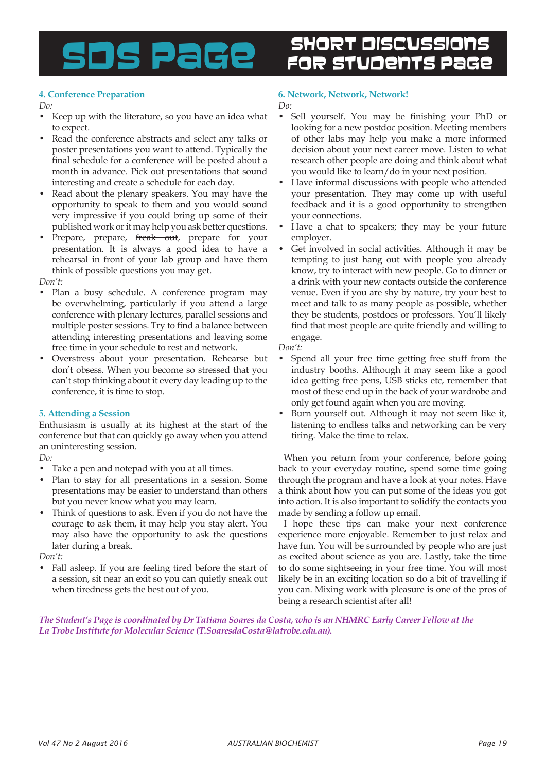# SDS Page — Short Discussions for Students Page

### 4. Conference Preparation

*Do:*

- Keep up with the literature, so you have an idea what to expect.
- Read the conference abstracts and select any talks or poster presentations you want to attend. Typically the final schedule for a conference will be posted about a month in advance. Pick out presentations that sound interesting and create a schedule for each day.
- Read about the plenary speakers. You may have the opportunity to speak to them and you would sound very impressive if you could bring up some of their published work or it may help you ask better questions.
- Prepare, prepare, ~~freak out~~, prepare for your presentation. It is always a good idea to have a rehearsal in front of your lab group and have them think of possible questions you may get.

*Don't:*

- Plan a busy schedule. A conference program may be overwhelming, particularly if you attend a large conference with plenary lectures, parallel sessions and multiple poster sessions. Try to find a balance between attending interesting presentations and leaving some free time in your schedule to rest and network.
- Overstress about your presentation. Rehearse but don't obsess. When you become so stressed that you can't stop thinking about it every day leading up to the conference, it is time to stop.

### 5. Attending a Session

Enthusiasm is usually at its highest at the start of the conference but that can quickly go away when you attend an uninteresting session.

*Do:*

- Take a pen and notepad with you at all times.
- Plan to stay for all presentations in a session. Some presentations may be easier to understand than others but you never know what you may learn.
- Think of questions to ask. Even if you do not have the courage to ask them, it may help you stay alert. You may also have the opportunity to ask the questions later during a break.

*Don't:*

- Fall asleep. If you are feeling tired before the start of a session, sit near an exit so you can quietly sneak out when tiredness gets the best out of you.

### 6. Network, Network, Network!

*Do:*

- Sell yourself. You may be finishing your PhD or looking for a new postdoc position. Meeting members of other labs may help you make a more informed decision about your next career move. Listen to what research other people are doing and think about what you would like to learn/do in your next position.
- Have informal discussions with people who attended your presentation. They may come up with useful feedback and it is a good opportunity to strengthen your connections.
- Have a chat to speakers; they may be your future employer.
- Get involved in social activities. Although it may be tempting to just hang out with people you already know, try to interact with new people. Go to dinner or a drink with your new contacts outside the conference venue. Even if you are shy by nature, try your best to meet and talk to as many people as possible, whether they be students, postdocs or professors. You'll likely find that most people are quite friendly and willing to engage.

*Don't:*

- Spend all your free time getting free stuff from the industry booths. Although it may seem like a good idea getting free pens, USB sticks etc, remember that most of these end up in the back of your wardrobe and only get found again when you are moving.
- Burn yourself out. Although it may not seem like it, listening to endless talks and networking can be very tiring. Make the time to relax.

When you return from your conference, before going back to your everyday routine, spend some time going through the program and have a look at your notes. Have a think about how you can put some of the ideas you got into action. It is also important to solidify the contacts you made by sending a follow up email.

I hope these tips can make your next conference experience more enjoyable. Remember to just relax and have fun. You will be surrounded by people who are just as excited about science as you are. Lastly, take the time to do some sightseeing in your free time. You will most likely be in an exciting location so do a bit of travelling if you can. Mixing work with pleasure is one of the pros of being a research scientist after all!

***The Student's Page is coordinated by Dr Tatiana Soares da Costa, who is an NHMRC Early Career Fellow at the La Trobe Institute for Molecular Science (T.SoaresdaCosta@latrobe.edu.au).***